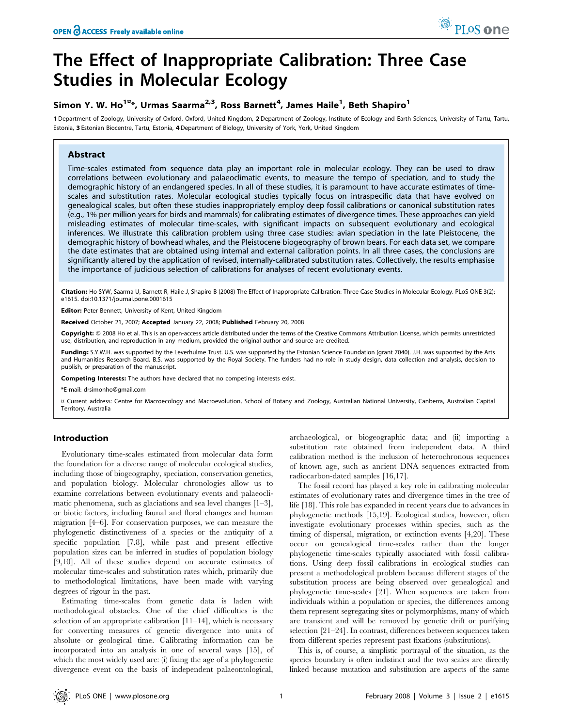# The Effect of Inappropriate Calibration: Three Case Studies in Molecular Ecology

**Simon Y. W. Ho[1¤*], Urmas Saarma[2,3], Ross Barnett[4], James Haile[1], Beth Shapiro[1]**

1 Department of Zoology, University of Oxford, Oxford, United Kingdom, 2 Department of Zoology, Institute of Ecology and Earth Sciences, University of Tartu, Tartu, Estonia, 3 Estonian Biocentre, Tartu, Estonia, 4 Department of Biology, University of York, York, United Kingdom

## Abstract

Time-scales estimated from sequence data play an important role in molecular ecology. They can be used to draw correlations between evolutionary and palaeoclimatic events, to measure the tempo of speciation, and to study the demographic history of an endangered species. In all of these studies, it is paramount to have accurate estimates of time-scales and substitution rates. Molecular ecological studies typically focus on intraspecific data that have evolved on genealogical scales, but often these studies inappropriately employ deep fossil calibrations or canonical substitution rates (e.g., 1% per million years for birds and mammals) for calibrating estimates of divergence times. These approaches can yield misleading estimates of molecular time-scales, with significant impacts on subsequent evolutionary and ecological inferences. We illustrate this calibration problem using three case studies: avian speciation in the late Pleistocene, the demographic history of bowhead whales, and the Pleistocene biogeography of brown bears. For each data set, we compare the date estimates that are obtained using internal and external calibration points. In all three cases, the conclusions are significantly altered by the application of revised, internally-calibrated substitution rates. Collectively, the results emphasise the importance of judicious selection of calibrations for analyses of recent evolutionary events.

**Citation:** Ho SYW, Saarma U, Barnett R, Haile J, Shapiro B (2008) The Effect of Inappropriate Calibration: Three Case Studies in Molecular Ecology. PLoS ONE 3(2): e1615. doi:10.1371/journal.pone.0001615

**Editor:** Peter Bennett, University of Kent, United Kingdom

**Received** October 21, 2007; **Accepted** January 22, 2008; **Published** February 20, 2008

**Copyright:** © 2008 Ho et al. This is an open-access article distributed under the terms of the Creative Commons Attribution License, which permits unrestricted use, distribution, and reproduction in any medium, provided the original author and source are credited.

**Funding:** S.Y.W.H. was supported by the Leverhulme Trust. U.S. was supported by the Estonian Science Foundation (grant 7040). J.H. was supported by the Arts and Humanities Research Board. B.S. was supported by the Royal Society. The funders had no role in study design, data collection and analysis, decision to publish, or preparation of the manuscript.

**Competing Interests:** The authors have declared that no competing interests exist.

*E-mail: drsimonho@gmail.com

¤ Current address: Centre for Macroecology and Macroevolution, School of Botany and Zoology, Australian National University, Canberra, Australian Capital Territory, Australia

## Introduction

Evolutionary time-scales estimated from molecular data form the foundation for a diverse range of molecular ecological studies, including those of biogeography, speciation, conservation genetics, and population biology. Molecular chronologies allow us to examine correlations between evolutionary events and palaeoclimatic phenomena, such as glaciations and sea level changes [1–3], or biotic factors, including faunal and floral changes and human migration [4–6]. For conservation purposes, we can measure the phylogenetic distinctiveness of a species or the antiquity of a specific population [7,8], while past and present effective population sizes can be inferred in studies of population biology [9,10]. All of these studies depend on accurate estimates of molecular time-scales and substitution rates which, primarily due to methodological limitations, have been made with varying degrees of rigour in the past.

Estimating time-scales from genetic data is laden with methodological obstacles. One of the chief difficulties is the selection of an appropriate calibration [11–14], which is necessary for converting measures of genetic divergence into units of absolute or geological time. Calibrating information can be incorporated into an analysis in one of several ways [15], of which the most widely used are: (i) fixing the age of a phylogenetic divergence event on the basis of independent palaeontological, archaeological, or biogeographic data; and (ii) importing a substitution rate obtained from independent data. A third calibration method is the inclusion of heterochronous sequences of known age, such as ancient DNA sequences extracted from radiocarbon-dated samples [16,17].

The fossil record has played a key role in calibrating molecular estimates of evolutionary rates and divergence times in the tree of life [18]. This role has expanded in recent years due to advances in phylogenetic methods [15,19]. Ecological studies, however, often investigate evolutionary processes within species, such as the timing of dispersal, migration, or extinction events [4,20]. These occur on genealogical time-scales rather than the longer phylogenetic time-scales typically associated with fossil calibrations. Using deep fossil calibrations in ecological studies can present a methodological problem because different stages of the substitution process are being observed over genealogical and phylogenetic time-scales [21]. When sequences are taken from individuals within a population or species, the differences among them represent segregating sites or polymorphisms, many of which are transient and will be removed by genetic drift or purifying selection [21–24]. In contrast, differences between sequences taken from different species represent past fixations (substitutions).

This is, of course, a simplistic portrayal of the situation, as the species boundary is often indistinct and the two scales are directly linked because mutation and substitution are aspects of the same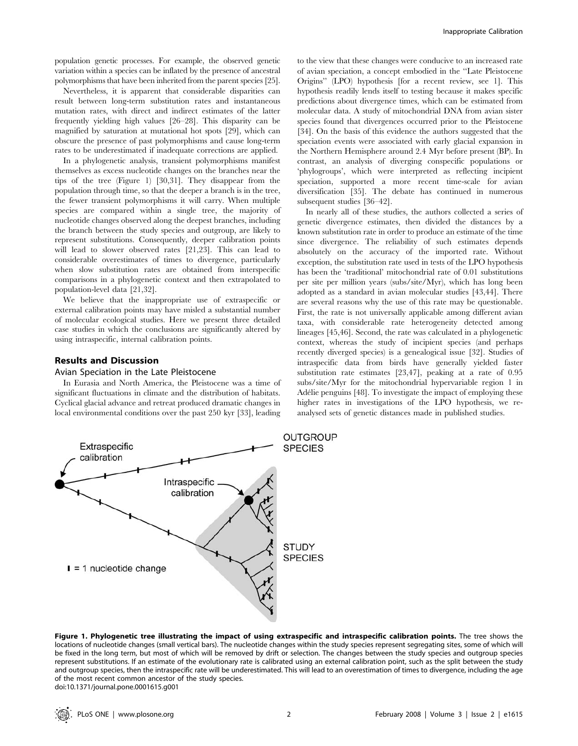population genetic processes. For example, the observed genetic variation within a species can be inflated by the presence of ancestral polymorphisms that have been inherited from the parent species [25].

Nevertheless, it is apparent that considerable disparities can result between long-term substitution rates and instantaneous mutation rates, with direct and indirect estimates of the latter frequently yielding high values [26–28]. This disparity can be magnified by saturation at mutational hot spots [29], which can obscure the presence of past polymorphisms and cause long-term rates to be underestimated if inadequate corrections are applied.

In a phylogenetic analysis, transient polymorphisms manifest themselves as excess nucleotide changes on the branches near the tips of the tree (Figure 1) [30,31]. They disappear from the population through time, so that the deeper a branch is in the tree, the fewer transient polymorphisms it will carry. When multiple species are compared within a single tree, the majority of nucleotide changes observed along the deepest branches, including the branch between the study species and outgroup, are likely to represent substitutions. Consequently, deeper calibration points will lead to slower observed rates [21,23]. This can lead to considerable overestimates of times to divergence, particularly when slow substitution rates are obtained from interspecific comparisons in a phylogenetic context and then extrapolated to population-level data [21,32].

We believe that the inappropriate use of extraspecific or external calibration points may have misled a substantial number of molecular ecological studies. Here we present three detailed case studies in which the conclusions are significantly altered by using intraspecific, internal calibration points.

## Results and Discussion

### Avian Speciation in the Late Pleistocene

In Eurasia and North America, the Pleistocene was a time of significant fluctuations in climate and the distribution of habitats. Cyclical glacial advance and retreat produced dramatic changes in local environmental conditions over the past 250 kyr [33], leading to the view that these changes were conducive to an increased rate of avian speciation, a concept embodied in the "Late Pleistocene Origins" (LPO) hypothesis [for a recent review, see 1]. This hypothesis readily lends itself to testing because it makes specific predictions about divergence times, which can be estimated from molecular data. A study of mitochondrial DNA from avian sister species found that divergences occurred prior to the Pleistocene [34]. On the basis of this evidence the authors suggested that the speciation events were associated with early glacial expansion in the Northern Hemisphere around 2.4 Myr before present (BP). In contrast, an analysis of diverging conspecific populations or 'phylogroups', which were interpreted as reflecting incipient speciation, supported a more recent time-scale for avian diversification [35]. The debate has continued in numerous subsequent studies [36–42].

In nearly all of these studies, the authors collected a series of genetic divergence estimates, then divided the distances by a known substitution rate in order to produce an estimate of the time since divergence. The reliability of such estimates depends absolutely on the accuracy of the imported rate. Without exception, the substitution rate used in tests of the LPO hypothesis has been the 'traditional' mitochondrial rate of 0.01 substitutions per site per million years (subs/site/Myr), which has long been adopted as a standard in avian molecular studies [43,44]. There are several reasons why the use of this rate may be questionable. First, the rate is not universally applicable among different avian taxa, with considerable rate heterogeneity detected among lineages [45,46]. Second, the rate was calculated in a phylogenetic context, whereas the study of incipient species (and perhaps recently diverged species) is a genealogical issue [32]. Studies of intraspecific data from birds have generally yielded faster substitution rate estimates [23,47], peaking at a rate of 0.95 subs/site/Myr for the mitochondrial hypervariable region 1 in Adélie penguins [48]. To investigate the impact of employing these higher rates in investigations of the LPO hypothesis, we re-analysed sets of genetic distances made in published studies.

**Figure 1. Phylogenetic tree illustrating the impact of using extraspecific and intraspecific calibration points.** The tree shows the locations of nucleotide changes (small vertical bars). The nucleotide changes within the study species represent segregating sites, some of which will be fixed in the long term, but most of which will be removed by drift or selection. The changes between the study species and outgroup species represent substitutions. If an estimate of the evolutionary rate is calibrated using an external calibration point, such as the split between the study and outgroup species, then the intraspecific rate will be underestimated. This will lead to an overestimation of times to divergence, including the age of the most recent common ancestor of the study species.
doi:10.1371/journal.pone.0001615.g001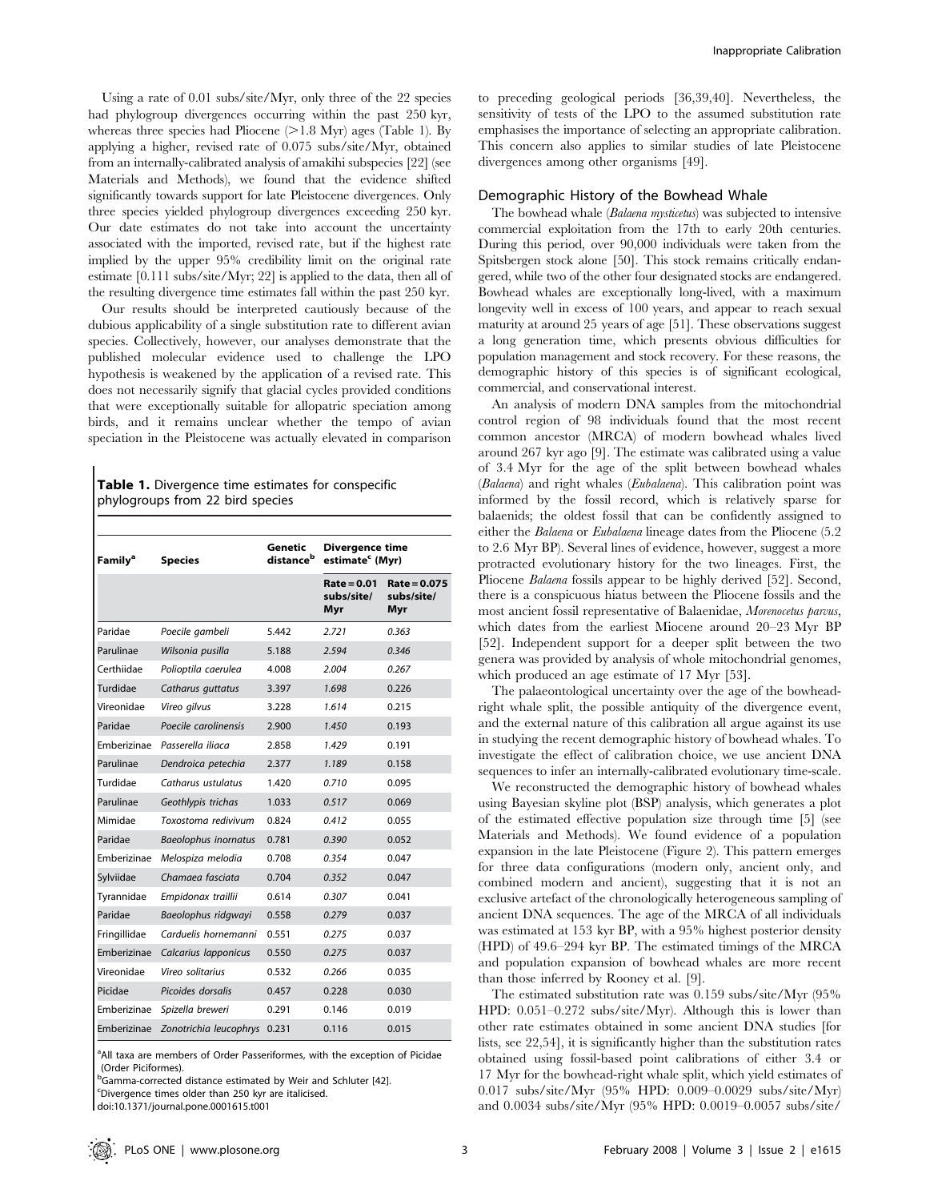Using a rate of 0.01 subs/site/Myr, only three of the 22 species had phylogroup divergences occurring within the past 250 kyr, whereas three species had Pliocene (>1.8 Myr) ages (Table 1). By applying a higher, revised rate of 0.075 subs/site/Myr, obtained from an internally-calibrated analysis of amakihi subspecies [22] (see Materials and Methods), we found that the evidence shifted significantly towards support for late Pleistocene divergences. Only three species yielded phylogroup divergences exceeding 250 kyr. Our date estimates do not take into account the uncertainty associated with the imported, revised rate, but if the highest rate implied by the upper 95% credibility limit on the original rate estimate [0.111 subs/site/Myr; 22] is applied to the data, then all of the resulting divergence time estimates fall within the past 250 kyr.

Our results should be interpreted cautiously because of the dubious applicability of a single substitution rate to different avian species. Collectively, however, our analyses demonstrate that the published molecular evidence used to challenge the LPO hypothesis is weakened by the application of a revised rate. This does not necessarily signify that glacial cycles provided conditions that were exceptionally suitable for allopatric speciation among birds, and it remains unclear whether the tempo of avian speciation in the Pleistocene was actually elevated in comparison to preceding geological periods [36,39,40]. Nevertheless, the sensitivity of tests of the LPO to the assumed substitution rate emphasises the importance of selecting an appropriate calibration. This concern also applies to similar studies of late Pleistocene divergences among other organisms [49].

**Table 1.** Divergence time estimates for conspecific phylogroups from 22 bird species

| Family[a] | Species | Genetic distance[b] | Divergence time estimate[c] (Myr) | |
|---|---|---|---|---|
| | | | Rate = 0.01 subs/site/Myr | Rate = 0.075 subs/site/Myr |
| Paridae | *Poecile gambeli* | 5.442 | *2.721* | *0.363* |
| Parulinae | *Wilsonia pusilla* | 5.188 | *2.594* | *0.346* |
| Certhiidae | *Polioptila caerulea* | 4.008 | *2.004* | *0.267* |
| Turdidae | *Catharus guttatus* | 3.397 | *1.698* | 0.226 |
| Vireonidae | *Vireo gilvus* | 3.228 | *1.614* | 0.215 |
| Paridae | *Poecile carolinensis* | 2.900 | *1.450* | 0.193 |
| Emberizinae | *Passerella iliaca* | 2.858 | *1.429* | 0.191 |
| Parulinae | *Dendroica petechia* | 2.377 | *1.189* | 0.158 |
| Turdidae | *Catharus ustulatus* | 1.420 | *0.710* | 0.095 |
| Parulinae | *Geothlypis trichas* | 1.033 | *0.517* | 0.069 |
| Mimidae | *Toxostoma redivivum* | 0.824 | *0.412* | 0.055 |
| Paridae | *Baeolophus inornatus* | 0.781 | *0.390* | 0.052 |
| Emberizinae | *Melospiza melodia* | 0.708 | *0.354* | 0.047 |
| Sylviidae | *Chamaea fasciata* | 0.704 | *0.352* | 0.047 |
| Tyrannidae | *Empidonax traillii* | 0.614 | *0.307* | 0.041 |
| Paridae | *Baeolophus ridgwayi* | 0.558 | *0.279* | 0.037 |
| Fringillidae | *Carduelis hornemanni* | 0.551 | *0.275* | 0.037 |
| Emberizinae | *Calcarius lapponicus* | 0.550 | *0.275* | 0.037 |
| Vireonidae | *Vireo solitarius* | 0.532 | *0.266* | 0.035 |
| Picidae | *Picoides dorsalis* | 0.457 | 0.228 | 0.030 |
| Emberizinae | *Spizella breweri* | 0.291 | 0.146 | 0.019 |
| Emberizinae | *Zonotrichia leucophrys* | 0.231 | 0.116 | 0.015 |

[a]All taxa are members of Order Passeriformes, with the exception of Picidae (Order Piciformes).
[b]Gamma-corrected distance estimated by Weir and Schluter [42].
[c]Divergence times older than 250 kyr are italicised.
doi:10.1371/journal.pone.0001615.t001

## Demographic History of the Bowhead Whale

The bowhead whale (*Balaena mysticetus*) was subjected to intensive commercial exploitation from the 17th to early 20th centuries. During this period, over 90,000 individuals were taken from the Spitsbergen stock alone [50]. This stock remains critically endangered, while two of the other four designated stocks are endangered. Bowhead whales are exceptionally long-lived, with a maximum longevity well in excess of 100 years, and appear to reach sexual maturity at around 25 years of age [51]. These observations suggest a long generation time, which presents obvious difficulties for population management and stock recovery. For these reasons, the demographic history of this species is of significant ecological, commercial, and conservational interest.

An analysis of modern DNA samples from the mitochondrial control region of 98 individuals found that the most recent common ancestor (MRCA) of modern bowhead whales lived around 267 kyr ago [9]. The estimate was calibrated using a value of 3.4 Myr for the age of the split between bowhead whales (*Balaena*) and right whales (*Eubalaena*). This calibration point was informed by the fossil record, which is relatively sparse for balaenids; the oldest fossil that can be confidently assigned to either the *Balaena* or *Eubalaena* lineage dates from the Pliocene (5.2 to 2.6 Myr BP). Several lines of evidence, however, suggest a more protracted evolutionary history for the two lineages. First, the Pliocene *Balaena* fossils appear to be highly derived [52]. Second, there is a conspicuous hiatus between the Pliocene fossils and the most ancient fossil representative of Balaenidae, *Morenocetus parvus*, which dates from the earliest Miocene around 20–23 Myr BP [52]. Independent support for a deeper split between the two genera was provided by analysis of whole mitochondrial genomes, which produced an age estimate of 17 Myr [53].

The palaeontological uncertainty over the age of the bowhead-right whale split, the possible antiquity of the divergence event, and the external nature of this calibration all argue against its use in studying the recent demographic history of bowhead whales. To investigate the effect of calibration choice, we use ancient DNA sequences to infer an internally-calibrated evolutionary time-scale.

We reconstructed the demographic history of bowhead whales using Bayesian skyline plot (BSP) analysis, which generates a plot of the estimated effective population size through time [5] (see Materials and Methods). We found evidence of a population expansion in the late Pleistocene (Figure 2). This pattern emerges for three data configurations (modern only, ancient only, and combined modern and ancient), suggesting that it is not an exclusive artefact of the chronologically heterogeneous sampling of ancient DNA sequences. The age of the MRCA of all individuals was estimated at 153 kyr BP, with a 95% highest posterior density (HPD) of 49.6–294 kyr BP. The estimated timings of the MRCA and population expansion of bowhead whales are more recent than those inferred by Rooney et al. [9].

The estimated substitution rate was 0.159 subs/site/Myr (95% HPD: 0.051–0.272 subs/site/Myr). Although this is lower than other rate estimates obtained in some ancient DNA studies [for lists, see 22,54], it is significantly higher than the substitution rates obtained using fossil-based point calibrations of either 3.4 or 17 Myr for the bowhead-right whale split, which yield estimates of 0.017 subs/site/Myr (95% HPD: 0.009–0.0029 subs/site/Myr) and 0.0034 subs/site/Myr (95% HPD: 0.0019–0.0057 subs/site/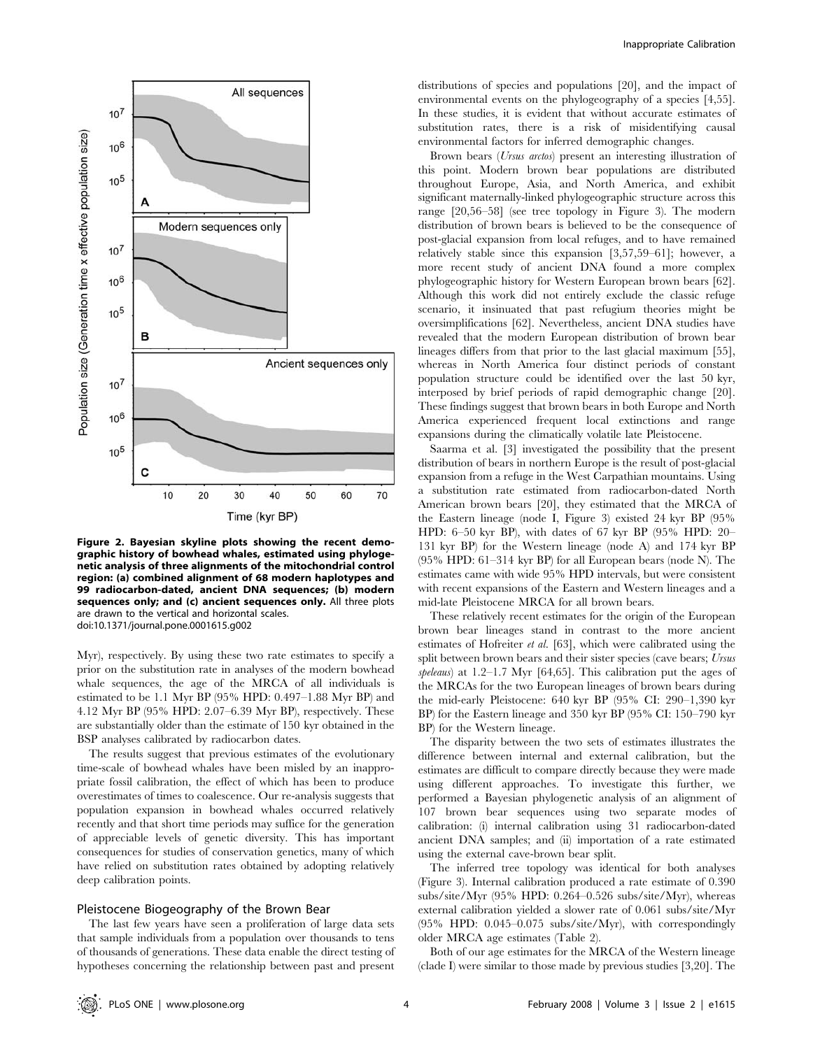**Figure 2. Bayesian skyline plots showing the recent demographic history of bowhead whales, estimated using phylogenetic analysis of three alignments of the mitochondrial control region: (a) combined alignment of 68 modern haplotypes and 99 radiocarbon-dated, ancient DNA sequences; (b) modern sequences only; and (c) ancient sequences only.** All three plots are drawn to the vertical and horizontal scales.
doi:10.1371/journal.pone.0001615.g002

Myr), respectively. By using these two rate estimates to specify a prior on the substitution rate in analyses of the modern bowhead whale sequences, the age of the MRCA of all individuals is estimated to be 1.1 Myr BP (95% HPD: 0.497–1.88 Myr BP) and 4.12 Myr BP (95% HPD: 2.07–6.39 Myr BP), respectively. These are substantially older than the estimate of 150 kyr obtained in the BSP analyses calibrated by radiocarbon dates.

The results suggest that previous estimates of the evolutionary time-scale of bowhead whales have been misled by an inappropriate fossil calibration, the effect of which has been to produce overestimates of times to coalescence. Our re-analysis suggests that population expansion in bowhead whales occurred relatively recently and that short time periods may suffice for the generation of appreciable levels of genetic diversity. This has important consequences for studies of conservation genetics, many of which have relied on substitution rates obtained by adopting relatively deep calibration points.

## Pleistocene Biogeography of the Brown Bear

The last few years have seen a proliferation of large data sets that sample individuals from a population over thousands to tens of thousands of generations. These data enable the direct testing of hypotheses concerning the relationship between past and present distributions of species and populations [20], and the impact of environmental events on the phylogeography of a species [4,55]. In these studies, it is evident that without accurate estimates of substitution rates, there is a risk of misidentifying causal environmental factors for inferred demographic changes.

Brown bears (*Ursus arctos*) present an interesting illustration of this point. Modern brown bear populations are distributed throughout Europe, Asia, and North America, and exhibit significant maternally-linked phylogeographic structure across this range [20,56–58] (see tree topology in Figure 3). The modern distribution of brown bears is believed to be the consequence of post-glacial expansion from local refuges, and to have remained relatively stable since this expansion [3,57,59–61]; however, a more recent study of ancient DNA found a more complex phylogeographic history for Western European brown bears [62]. Although this work did not entirely exclude the classic refuge scenario, it insinuated that past refugium theories might be oversimplifications [62]. Nevertheless, ancient DNA studies have revealed that the modern European distribution of brown bear lineages differs from that prior to the last glacial maximum [55], whereas in North America four distinct periods of constant population structure could be identified over the last 50 kyr, interposed by brief periods of rapid demographic change [20]. These findings suggest that brown bears in both Europe and North America experienced frequent local extinctions and range expansions during the climatically volatile late Pleistocene.

Saarma et al. [3] investigated the possibility that the present distribution of bears in northern Europe is the result of post-glacial expansion from a refuge in the West Carpathian mountains. Using a substitution rate estimated from radiocarbon-dated North American brown bears [20], they estimated that the MRCA of the Eastern lineage (node I, Figure 3) existed 24 kyr BP (95% HPD: 6–50 kyr BP), with dates of 67 kyr BP (95% HPD: 20–131 kyr BP) for the Western lineage (node A) and 174 kyr BP (95% HPD: 61–314 kyr BP) for all European bears (node N). The estimates came with wide 95% HPD intervals, but were consistent with recent expansions of the Eastern and Western lineages and a mid-late Pleistocene MRCA for all brown bears.

These relatively recent estimates for the origin of the European brown bear lineages stand in contrast to the more ancient estimates of Hofreiter *et al.* [63], which were calibrated using the split between brown bears and their sister species (cave bears; *Ursus speleaus*) at 1.2–1.7 Myr [64,65]. This calibration put the ages of the MRCAs for the two European lineages of brown bears during the mid-early Pleistocene: 640 kyr BP (95% CI: 290–1,390 kyr BP) for the Eastern lineage and 350 kyr BP (95% CI: 150–790 kyr BP) for the Western lineage.

The disparity between the two sets of estimates illustrates the difference between internal and external calibration, but the estimates are difficult to compare directly because they were made using different approaches. To investigate this further, we performed a Bayesian phylogenetic analysis of an alignment of 107 brown bear sequences using two separate modes of calibration: (i) internal calibration using 31 radiocarbon-dated ancient DNA samples; and (ii) importation of a rate estimated using the external cave-brown bear split.

The inferred tree topology was identical for both analyses (Figure 3). Internal calibration produced a rate estimate of 0.390 subs/site/Myr (95% HPD: 0.264–0.526 subs/site/Myr), whereas external calibration yielded a slower rate of 0.061 subs/site/Myr (95% HPD: 0.045–0.075 subs/site/Myr), with correspondingly older MRCA age estimates (Table 2).

Both of our age estimates for the MRCA of the Western lineage (clade I) were similar to those made by previous studies [3,20]. The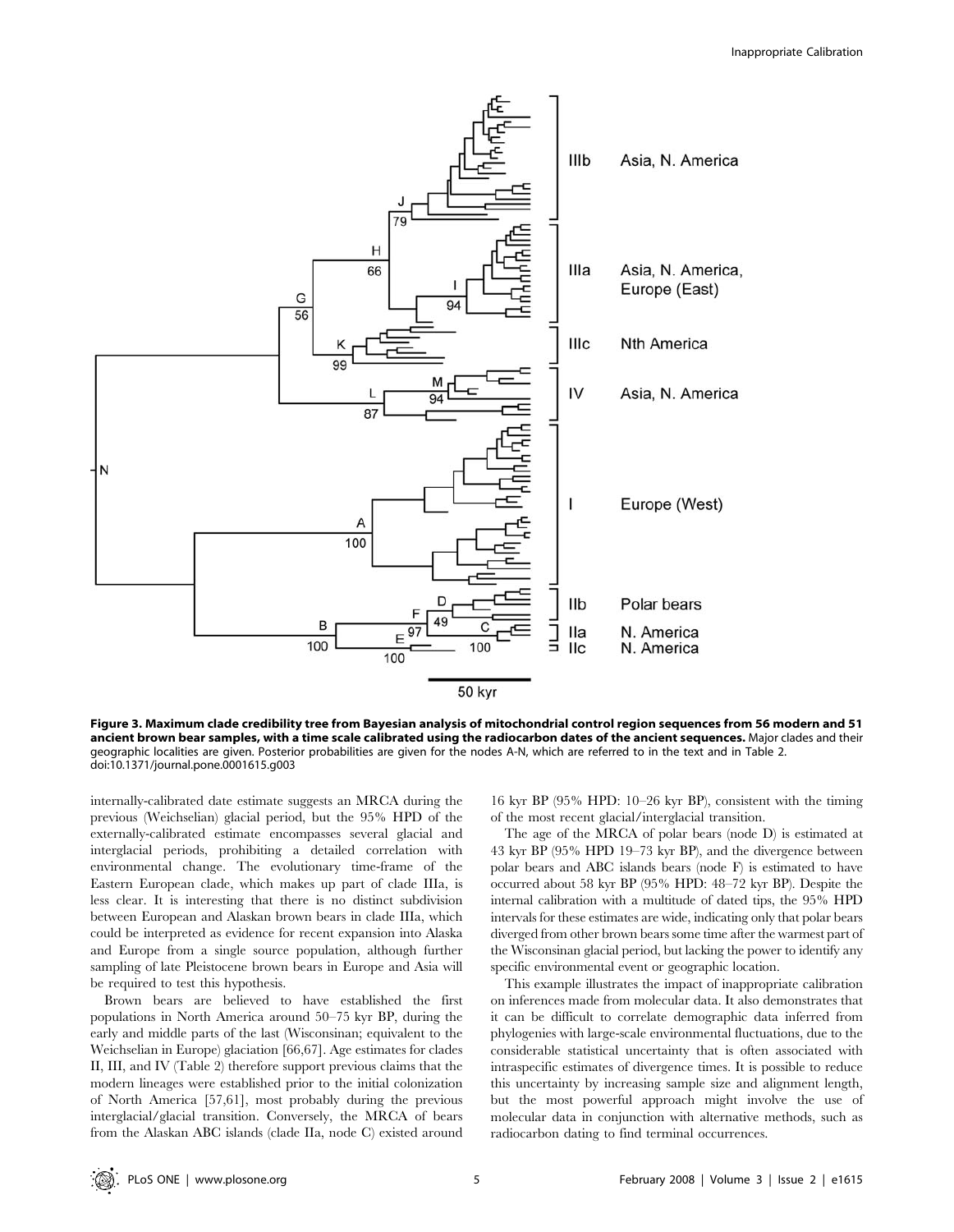**Figure 3. Maximum clade credibility tree from Bayesian analysis of mitochondrial control region sequences from 56 modern and 51 ancient brown bear samples, with a time scale calibrated using the radiocarbon dates of the ancient sequences.** Major clades and their geographic localities are given. Posterior probabilities are given for the nodes A-N, which are referred to in the text and in Table 2.
doi:10.1371/journal.pone.0001615.g003

internally-calibrated date estimate suggests an MRCA during the previous (Weichselian) glacial period, but the 95% HPD of the externally-calibrated estimate encompasses several glacial and interglacial periods, prohibiting a detailed correlation with environmental change. The evolutionary time-frame of the Eastern European clade, which makes up part of clade IIIa, is less clear. It is interesting that there is no distinct subdivision between European and Alaskan brown bears in clade IIIa, which could be interpreted as evidence for recent expansion into Alaska and Europe from a single source population, although further sampling of late Pleistocene brown bears in Europe and Asia will be required to test this hypothesis.

Brown bears are believed to have established the first populations in North America around 50–75 kyr BP, during the early and middle parts of the last (Wisconsinan; equivalent to the Weichselian in Europe) glaciation [66,67]. Age estimates for clades II, III, and IV (Table 2) therefore support previous claims that the modern lineages were established prior to the initial colonization of North America [57,61], most probably during the previous interglacial/glacial transition. Conversely, the MRCA of bears from the Alaskan ABC islands (clade IIa, node C) existed around 16 kyr BP (95% HPD: 10–26 kyr BP), consistent with the timing of the most recent glacial/interglacial transition.

The age of the MRCA of polar bears (node D) is estimated at 43 kyr BP (95% HPD 19–73 kyr BP), and the divergence between polar bears and ABC islands bears (node F) is estimated to have occurred about 58 kyr BP (95% HPD: 48–72 kyr BP). Despite the internal calibration with a multitude of dated tips, the 95% HPD intervals for these estimates are wide, indicating only that polar bears diverged from other brown bears some time after the warmest part of the Wisconsinan glacial period, but lacking the power to identify any specific environmental event or geographic location.

This example illustrates the impact of inappropriate calibration on inferences made from molecular data. It also demonstrates that it can be difficult to correlate demographic data inferred from phylogenies with large-scale environmental fluctuations, due to the considerable statistical uncertainty that is often associated with intraspecific estimates of divergence times. It is possible to reduce this uncertainty by increasing sample size and alignment length, but the most powerful approach might involve the use of molecular data in conjunction with alternative methods, such as radiocarbon dating to find terminal occurrences.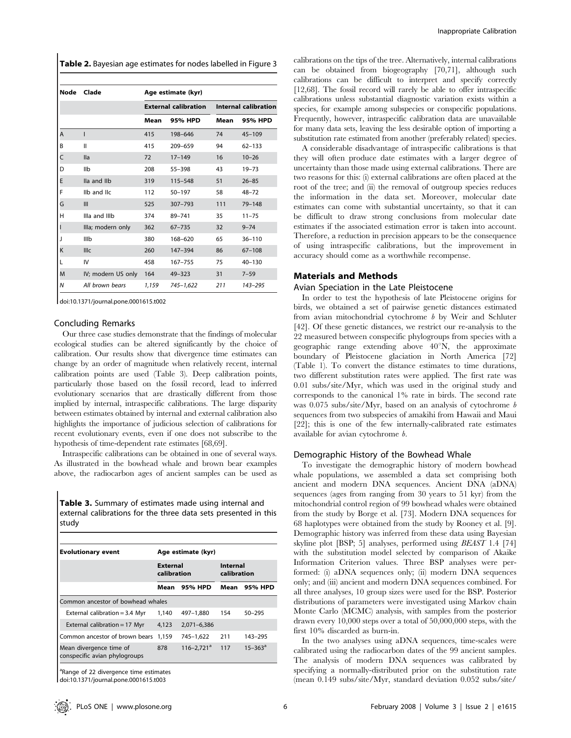**Table 2.** Bayesian age estimates for nodes labelled in Figure 3

| Node | Clade | Age estimate (kyr) | | | |
|---|---|---|---|---|---|
| | | External calibration | | Internal calibration | |
| | | Mean | 95% HPD | Mean | 95% HPD |
| A | I | 415 | 198–646 | 74 | 45–109 |
| B | II | 415 | 209–659 | 94 | 62–133 |
| C | IIa | 72 | 17–149 | 16 | 10–26 |
| D | IIb | 208 | 55–398 | 43 | 19–73 |
| E | IIa and IIb | 319 | 115–548 | 51 | 26–85 |
| F | IIb and IIc | 112 | 50–197 | 58 | 48–72 |
| G | III | 525 | 307–793 | 111 | 79–148 |
| H | IIIa and IIIb | 374 | 89–741 | 35 | 11–75 |
| I | IIIa; modern only | 362 | 67–735 | 32 | 9–74 |
| J | IIIb | 380 | 168–620 | 65 | 36–110 |
| K | IIIc | 260 | 147–394 | 86 | 67–108 |
| L | IV | 458 | 167–755 | 75 | 40–130 |
| M | IV; modern US only | 164 | 49–323 | 31 | 7–59 |
| *N* | *All brown bears* | *1,159* | *745–1,622* | *211* | *143–295* |

doi:10.1371/journal.pone.0001615.t002

### Concluding Remarks

Our three case studies demonstrate that the findings of molecular ecological studies can be altered significantly by the choice of calibration. Our results show that divergence time estimates can change by an order of magnitude when relatively recent, internal calibration points are used (Table 3). Deep calibration points, particularly those based on the fossil record, lead to inferred evolutionary scenarios that are drastically different from those implied by internal, intraspecific calibrations. The large disparity between estimates obtained by internal and external calibration also highlights the importance of judicious selection of calibrations for recent evolutionary events, even if one does not subscribe to the hypothesis of time-dependent rate estimates [68,69].

Intraspecific calibrations can be obtained in one of several ways. As illustrated in the bowhead whale and brown bear examples above, the radiocarbon ages of ancient samples can be used as calibrations on the tips of the tree. Alternatively, internal calibrations can be obtained from biogeography [70,71], although such calibrations can be difficult to interpret and specify correctly [12,68]. The fossil record will rarely be able to offer intraspecific calibrations unless substantial diagnostic variation exists within a species, for example among subspecies or conspecific populations. Frequently, however, intraspecific calibration data are unavailable for many data sets, leaving the less desirable option of importing a substitution rate estimated from another (preferably related) species.

A considerable disadvantage of intraspecific calibrations is that they will often produce date estimates with a larger degree of uncertainty than those made using external calibrations. There are two reasons for this: (i) external calibrations are often placed at the root of the tree; and (ii) the removal of outgroup species reduces the information in the data set. Moreover, molecular date estimates can come with substantial uncertainty, so that it can be difficult to draw strong conclusions from molecular date estimates if the associated estimation error is taken into account. Therefore, a reduction in precision appears to be the consequence of using intraspecific calibrations, but the improvement in accuracy should come as a worthwhile recompense.

**Table 3.** Summary of estimates made using internal and external calibrations for the three data sets presented in this study

| Evolutionary event | Age estimate (kyr) | | | |
|---|---|---|---|---|
| | External calibration | | Internal calibration | |
| | Mean | 95% HPD | Mean | 95% HPD |
| Common ancestor of bowhead whales | | | | |
| External calibration = 3.4 Myr | 1,140 | 497–1,880 | 154 | 50–295 |
| External calibration = 17 Myr | 4,123 | 2,071–6,386 | | |
| Common ancestor of brown bears | 1,159 | 745–1,622 | 211 | 143–295 |
| Mean divergence time of conspecific avian phylogroups | 878 | 116–2,721[a] | 117 | 15–363[a] |

[a]Range of 22 divergence time estimates

doi:10.1371/journal.pone.0001615.t003

## Materials and Methods

### Avian Speciation in the Late Pleistocene

In order to test the hypothesis of late Pleistocene origins for birds, we obtained a set of pairwise genetic distances estimated from avian mitochondrial cytochrome *b* by Weir and Schluter [42]. Of these genetic distances, we restrict our re-analysis to the 22 measured between conspecific phylogroups from species with a geographic range extending above 40°N, the approximate boundary of Pleistocene glaciation in North America [72] (Table 1). To convert the distance estimates to time durations, two different substitution rates were applied. The first rate was 0.01 subs/site/Myr, which was used in the original study and corresponds to the canonical 1% rate in birds. The second rate was 0.075 subs/site/Myr, based on an analysis of cytochrome *b* sequences from two subspecies of amakihi from Hawaii and Maui [22]; this is one of the few internally-calibrated rate estimates available for avian cytochrome *b*.

### Demographic History of the Bowhead Whale

To investigate the demographic history of modern bowhead whale populations, we assembled a data set comprising both ancient and modern DNA sequences. Ancient DNA (aDNA) sequences (ages from ranging from 30 years to 51 kyr) from the mitochondrial control region of 99 bowhead whales were obtained from the study by Borge et al. [73]. Modern DNA sequences for 68 haplotypes were obtained from the study by Rooney et al. [9]. Demographic history was inferred from these data using Bayesian skyline plot [BSP; 5] analyses, performed using *BEAST* 1.4 [74] with the substitution model selected by comparison of Akaike Information Criterion values. Three BSP analyses were performed: (i) aDNA sequences only; (ii) modern DNA sequences only; and (iii) ancient and modern DNA sequences combined. For all three analyses, 10 group sizes were used for the BSP. Posterior distributions of parameters were investigated using Markov chain Monte Carlo (MCMC) analysis, with samples from the posterior drawn every 10,000 steps over a total of 50,000,000 steps, with the first 10% discarded as burn-in.

In the two analyses using aDNA sequences, time-scales were calibrated using the radiocarbon dates of the 99 ancient samples. The analysis of modern DNA sequences was calibrated by specifying a normally-distributed prior on the substitution rate (mean 0.149 subs/site/Myr, standard deviation 0.052 subs/site/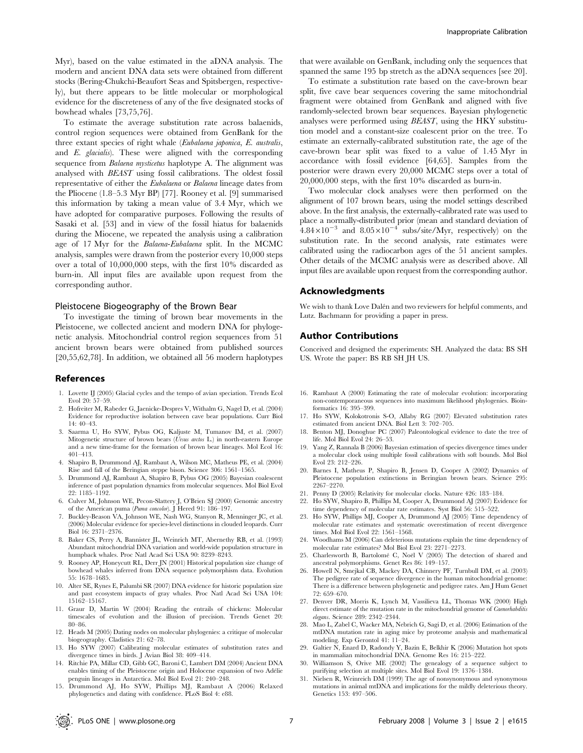Myr), based on the value estimated in the aDNA analysis. The modern and ancient DNA data sets were obtained from different stocks (Bering-Chukchi-Beaufort Seas and Spitsbergen, respectively), but there appears to be little molecular or morphological evidence for the discreteness of any of the five designated stocks of bowhead whales [73,75,76].

To estimate the average substitution rate across balaenids, control region sequences were obtained from GenBank for the three extant species of right whale (*Eubalaena japonica*, *E. australis*, and *E. glacialis*). These were aligned with the corresponding sequence from *Balaena mysticetus* haplotype A. The alignment was analysed with *BEAST* using fossil calibrations. The oldest fossil representative of either the *Eubalaena* or *Balaena* lineage dates from the Pliocene (1.8–5.3 Myr BP) [77]. Rooney et al. [9] summarised this information by taking a mean value of 3.4 Myr, which we have adopted for comparative purposes. Following the results of Sasaki et al. [53] and in view of the fossil hiatus for balaenids during the Miocene, we repeated the analysis using a calibration age of 17 Myr for the *Balaena*-*Eubalaena* split. In the MCMC analysis, samples were drawn from the posterior every 10,000 steps over a total of 10,000,000 steps, with the first 10% discarded as burn-in. All input files are available upon request from the corresponding author.

### Pleistocene Biogeography of the Brown Bear

To investigate the timing of brown bear movements in the Pleistocene, we collected ancient and modern DNA for phylogenetic analysis. Mitochondrial control region sequences from 51 ancient brown bears were obtained from published sources [20,55,62,78]. In addition, we obtained all 56 modern haplotypes that were available on GenBank, including only the sequences that spanned the same 195 bp stretch as the aDNA sequences [see 20].

To estimate a substitution rate based on the cave-brown bear split, five cave bear sequences covering the same mitochondrial fragment were obtained from GenBank and aligned with five randomly-selected brown bear sequences. Bayesian phylogenetic analyses were performed using *BEAST*, using the HKY substitution model and a constant-size coalescent prior on the tree. To estimate an externally-calibrated substitution rate, the age of the cave-brown bear split was fixed to a value of 1.45 Myr in accordance with fossil evidence [64,65]. Samples from the posterior were drawn every 20,000 MCMC steps over a total of 20,000,000 steps, with the first 10% discarded as burn-in.

Two molecular clock analyses were then performed on the alignment of 107 brown bears, using the model settings described above. In the first analysis, the externally-calibrated rate was used to place a normally-distributed prior (mean and standard deviation of $4.84\times10^{-3}$ and $8.05\times10^{-4}$ subs/site/Myr, respectively) on the substitution rate. In the second analysis, rate estimates were calibrated using the radiocarbon ages of the 51 ancient samples. Other details of the MCMC analysis were as described above. All input files are available upon request from the corresponding author.

## Acknowledgments

We wish to thank Love Dalén and two reviewers for helpful comments, and Lutz. Bachmann for providing a paper in press.

## Author Contributions

Conceived and designed the experiments: SH. Analyzed the data: BS SH US. Wrote the paper: BS RB SH JH US.

## References

1. Lovette IJ (2005) Glacial cycles and the tempo of avian speciation. Trends Ecol Evol 20: 57–59.
2. Hofreiter M, Rabeder G, Jaenicke-Despres V, Withalm G, Nagel D, et al. (2004) Evidence for reproductive isolation between cave bear populations. Curr Biol 14: 40–43.
3. Saarma U, Ho SYW, Pybus OG, Kaljuste M, Tumanov IM, et al. (2007) Mitogenetic structure of brown bears (*Ursus arctos* L.) in north-eastern Europe and a new time-frame for the formation of brown bear lineages. Mol Ecol 16: 401–413.
4. Shapiro B, Drummond AJ, Rambaut A, Wilson MC, Matheus PE, et al. (2004) Rise and fall of the Beringian steppe bison. Science 306: 1561–1565.
5. Drummond AJ, Rambaut A, Shapiro B, Pybus OG (2005) Bayesian coalescent inference of past population dynamics from molecular sequences. Mol Biol Evol 22: 1185–1192.
6. Culver M, Johnson WE, Pecon-Slattery J, O'Brien SJ (2000) Genomic ancestry of the American puma (*Puma concolor*). J Hered 91: 186–197.
7. Buckley-Beason VA, Johnson WE, Nash WG, Stanyon R, Menninger JC, et al. (2006) Molecular evidence for species-level distinctions in clouded leopards. Curr Biol 16: 2371–2376.
8. Baker CS, Perry A, Bannister JL, Weinrich MT, Abernethy RB, et al. (1993) Abundant mitochondrial DNA variation and world-wide population structure in humpback whales. Proc Natl Acad Sci USA 90: 8239–8243.
9. Rooney AP, Honeycutt RL, Derr JN (2001) Historical population size change of bowhead whales inferred from DNA sequence polymorphism data. Evolution 55: 1678–1685.
10. Alter SE, Rynes E, Palumbi SR (2007) DNA evidence for historic population size and past ecosystem impacts of gray whales. Proc Natl Acad Sci USA 104: 15162–15167.
11. Graur D, Martin W (2004) Reading the entrails of chickens: Molecular timescales of evolution and the illusion of precision. Trends Genet 20: 80–86.
12. Heads M (2005) Dating nodes on molecular phylogenies: a critique of molecular biogeography. Cladistics 21: 62–78.
13. Ho SYW (2007) Calibrating molecular estimates of substitution rates and divergence times in birds. J Avian Biol 38: 409–414.
14. Ritchie PA, Millar CD, Gibb GC, Baroni C, Lambert DM (2004) Ancient DNA enables timing of the Pleistocene origin and Holocene expansion of two Adélie penguin lineages in Antarctica. Mol Biol Evol 21: 240–248.
15. Drummond AJ, Ho SYW, Phillips MJ, Rambaut A (2006) Relaxed phylogenetics and dating with confidence. PLoS Biol 4: e88.
16. Rambaut A (2000) Estimating the rate of molecular evolution: incorporating non-contemporaneous sequences into maximum likelihood phylogenies. Bioinformatics 16: 395–399.
17. Ho SYW, Kolokotronis S-O, Allaby RG (2007) Elevated substitution rates estimated from ancient DNA. Biol Lett 3: 702–705.
18. Benton MJ, Donoghue PC (2007) Paleontological evidence to date the tree of life. Mol Biol Evol 24: 26–53.
19. Yang Z, Rannala B (2006) Bayesian estimation of species divergence times under a molecular clock using multiple fossil calibrations with soft bounds. Mol Biol Evol 23: 212–226.
20. Barnes I, Matheus P, Shapiro B, Jensen D, Cooper A (2002) Dynamics of Pleistocene population extinctions in Beringian brown bears. Science 295: 2267–2270.
21. Penny D (2005) Relativity for molecular clocks. Nature 426: 183–184.
22. Ho SYW, Shapiro B, Phillips M, Cooper A, Drummond AJ (2007) Evidence for time dependency of molecular rate estimates. Syst Biol 56: 515–522.
23. Ho SYW, Phillips MJ, Cooper A, Drummond AJ (2005) Time dependency of molecular rate estimates and systematic overestimation of recent divergence times. Mol Biol Evol 22: 1561–1568.
24. Woodhams M (2006) Can deleterious mutations explain the time dependency of molecular rate estimates? Mol Biol Evol 23: 2271–2273.
25. Charlesworth B, Bartolomé C, Noël V (2005) The detection of shared and ancestral polymorphisms. Genet Res 86: 149–157.
26. Howell N, Smejkal CB, Mackey DA, Chinnery PF, Turnbull DM, et al. (2003) The pedigree rate of sequence divergence in the human mitochondrial genome: There is a difference between phylogenetic and pedigree rates. Am J Hum Genet 72: 659–670.
27. Denver DR, Morris K, Lynch M, Vassilieva LL, Thomas WK (2000) High direct estimate of the mutation rate in the mitochondrial genome of *Caenorhabditis elegans*. Science 289: 2342–2344.
28. Mao L, Zabel C, Wacker MA, Nebrich G, Sagi D, et al. (2006) Estimation of the mtDNA mutation rate in aging mice by proteome analysis and mathematical modeling. Exp Gerontol 41: 11–24.
29. Galtier N, Enard D, Radondy Y, Bazin E, Belkhir K (2006) Mutation hot spots in mammalian mitochondrial DNA. Genome Res 16: 215–222.
30. Williamson S, Orive ME (2002) The genealogy of a sequence subject to purifying selection at multiple sites. Mol Biol Evol 19: 1376–1384.
31. Nielsen R, Weinreich DM (1999) The age of nonsynonymous and synonymous mutations in animal mtDNA and implications for the mildly deleterious theory. Genetics 153: 497–506.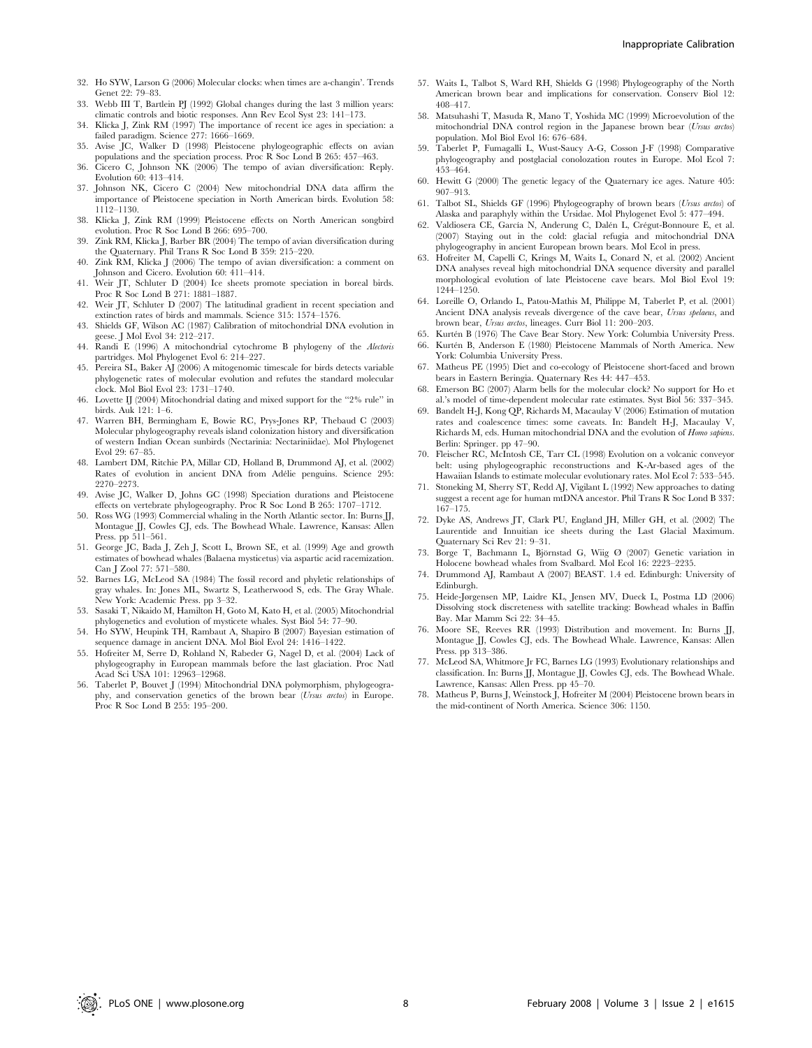32. Ho SYW, Larson G (2006) Molecular clocks: when times are a-changin'. Trends Genet 22: 79–83.
33. Webb III T, Bartlein PJ (1992) Global changes during the last 3 million years: climatic controls and biotic responses. Ann Rev Ecol Syst 23: 141–173.
34. Klicka J, Zink RM (1997) The importance of recent ice ages in speciation: a failed paradigm. Science 277: 1666–1669.
35. Avise JC, Walker D (1998) Pleistocene phylogeographic effects on avian populations and the speciation process. Proc R Soc Lond B 265: 457–463.
36. Cicero C, Johnson NK (2006) The tempo of avian diversification: Reply. Evolution 60: 413–414.
37. Johnson NK, Cicero C (2004) New mitochondrial DNA data affirm the importance of Pleistocene speciation in North American birds. Evolution 58: 1112–1130.
38. Klicka J, Zink RM (1999) Pleistocene effects on North American songbird evolution. Proc R Soc Lond B 266: 695–700.
39. Zink RM, Klicka J, Barber BR (2004) The tempo of avian diversification during the Quaternary. Phil Trans R Soc Lond B 359: 215–220.
40. Zink RM, Klicka J (2006) The tempo of avian diversification: a comment on Johnson and Cicero. Evolution 60: 411–414.
41. Weir JT, Schluter D (2004) Ice sheets promote speciation in boreal birds. Proc R Soc Lond B 271: 1881–1887.
42. Weir JT, Schluter D (2007) The latitudinal gradient in recent speciation and extinction rates of birds and mammals. Science 315: 1574–1576.
43. Shields GF, Wilson AC (1987) Calibration of mitochondrial DNA evolution in geese. J Mol Evol 34: 212–217.
44. Randi E (1996) A mitochondrial cytochrome B phylogeny of the *Alectoris* partridges. Mol Phylogenet Evol 6: 214–227.
45. Pereira SL, Baker AJ (2006) A mitogenomic timescale for birds detects variable phylogenetic rates of molecular evolution and refutes the standard molecular clock. Mol Biol Evol 23: 1731–1740.
46. Lovette IJ (2004) Mitochondrial dating and mixed support for the "2% rule" in birds. Auk 121: 1–6.
47. Warren BH, Bermingham E, Bowie RC, Prys-Jones RP, Thebaud C (2003) Molecular phylogeography reveals island colonization history and diversification of western Indian Ocean sunbirds (Nectarinia: Nectariniidae). Mol Phylogenet Evol 29: 67–85.
48. Lambert DM, Ritchie PA, Millar CD, Holland B, Drummond AJ, et al. (2002) Rates of evolution in ancient DNA from Adélie penguins. Science 295: 2270–2273.
49. Avise JC, Walker D, Johns GC (1998) Speciation durations and Pleistocene effects on vertebrate phylogeography. Proc R Soc Lond B 265: 1707–1712.
50. Ross WG (1993) Commercial whaling in the North Atlantic sector. In: Burns JJ, Montague JJ, Cowles CJ, eds. The Bowhead Whale. Lawrence, Kansas: Allen Press. pp 511–561.
51. George JC, Bada J, Zeh J, Scott L, Brown SE, et al. (1999) Age and growth estimates of bowhead whales (Balaena mysticetus) via aspartic acid racemization. Can J Zool 77: 571–580.
52. Barnes LG, McLeod SA (1984) The fossil record and phyletic relationships of gray whales. In: Jones ML, Swartz S, Leatherwood S, eds. The Gray Whale. New York: Academic Press. pp 3–32.
53. Sasaki T, Nikaido M, Hamilton H, Goto M, Kato H, et al. (2005) Mitochondrial phylogenetics and evolution of mysticete whales. Syst Biol 54: 77–90.
54. Ho SYW, Heupink TH, Rambaut A, Shapiro B (2007) Bayesian estimation of sequence damage in ancient DNA. Mol Biol Evol 24: 1416–1422.
55. Hofreiter M, Serre D, Rohland N, Rabeder G, Nagel D, et al. (2004) Lack of phylogeography in European mammals before the last glaciation. Proc Natl Acad Sci USA 101: 12963–12968.
56. Taberlet P, Bouvet J (1994) Mitochondrial DNA polymorphism, phylogeography, and conservation genetics of the brown bear (*Ursus arctos*) in Europe. Proc R Soc Lond B 255: 195–200.
57. Waits L, Talbot S, Ward RH, Shields G (1998) Phylogeography of the North American brown bear and implications for conservation. Conserv Biol 12: 408–417.
58. Matsuhashi T, Masuda R, Mano T, Yoshida MC (1999) Microevolution of the mitochondrial DNA control region in the Japanese brown bear (*Ursus arctos*) population. Mol Biol Evol 16: 676–684.
59. Taberlet P, Fumagalli L, Wust-Saucy A-G, Cosson J-F (1998) Comparative phylogeography and postglacial conolozation routes in Europe. Mol Ecol 7: 453–464.
60. Hewitt G (2000) The genetic legacy of the Quaternary ice ages. Nature 405: 907–913.
61. Talbot SL, Shields GF (1996) Phylogeography of brown bears (*Ursus arctos*) of Alaska and paraphyly within the Ursidae. Mol Phylogenet Evol 5: 477–494.
62. Valdiosera CE, Garcia N, Anderung C, Dalén L, Crégut-Bonnoure E, et al. (2007) Staying out in the cold: glacial refugia and mitochondrial DNA phylogeography in ancient European brown bears. Mol Ecol in press.
63. Hofreiter M, Capelli C, Krings M, Waits L, Conard N, et al. (2002) Ancient DNA analyses reveal high mitochondrial DNA sequence diversity and parallel morphological evolution of late Pleistocene cave bears. Mol Biol Evol 19: 1244–1250.
64. Loreille O, Orlando L, Patou-Mathis M, Philippe M, Taberlet P, et al. (2001) Ancient DNA analysis reveals divergence of the cave bear, *Ursus spelaeus*, and brown bear, *Ursus arctos*, lineages. Curr Biol 11: 200–203.
65. Kurtén B (1976) The Cave Bear Story. New York: Columbia University Press.
66. Kurtén B, Anderson E (1980) Pleistocene Mammals of North America. New York: Columbia University Press.
67. Matheus PE (1995) Diet and co-ecology of Pleistocene short-faced and brown bears in Eastern Beringia. Quaternary Res 44: 447–453.
68. Emerson BC (2007) Alarm bells for the molecular clock? No support for Ho et al.'s model of time-dependent molecular rate estimates. Syst Biol 56: 337–345.
69. Bandelt H-J, Kong QP, Richards M, Macaulay V (2006) Estimation of mutation rates and coalescence times: some caveats. In: Bandelt H-J, Macaulay V, Richards M, eds. Human mitochondrial DNA and the evolution of *Homo sapiens*. Berlin: Springer. pp 47–90.
70. Fleischer RC, McIntosh CE, Tarr CL (1998) Evolution on a volcanic conveyor belt: using phylogeographic reconstructions and K-Ar-based ages of the Hawaiian Islands to estimate molecular evolutionary rates. Mol Ecol 7: 533–545.
71. Stoneking M, Sherry ST, Redd AJ, Vigilant L (1992) New approaches to dating suggest a recent age for human mtDNA ancestor. Phil Trans R Soc Lond B 337: 167–175.
72. Dyke AS, Andrews JT, Clark PU, England JH, Miller GH, et al. (2002) The Laurentide and Innuitian ice sheets during the Last Glacial Maximum. Quaternary Sci Rev 21: 9–31.
73. Borge T, Bachmann L, Björnstad G, Wiig Ø (2007) Genetic variation in Holocene bowhead whales from Svalbard. Mol Ecol 16: 2223–2235.
74. Drummond AJ, Rambaut A (2007) BEAST. 1.4 ed. Edinburgh: University of Edinburgh.
75. Heide-Jørgensen MP, Laidre KL, Jensen MV, Dueck L, Postma LD (2006) Dissolving stock discreteness with satellite tracking: Bowhead whales in Baffin Bay. Mar Mamm Sci 22: 34–45.
76. Moore SE, Reeves RR (1993) Distribution and movement. In: Burns JJ, Montague JJ, Cowles CJ, eds. The Bowhead Whale. Lawrence, Kansas: Allen Press. pp 313–386.
77. McLeod SA, Whitmore Jr FC, Barnes LG (1993) Evolutionary relationships and classification. In: Burns JJ, Montague JJ, Cowles CJ, eds. The Bowhead Whale. Lawrence, Kansas: Allen Press. pp 45–70.
78. Matheus P, Burns J, Weinstock J, Hofreiter M (2004) Pleistocene brown bears in the mid-continent of North America. Science 306: 1150.